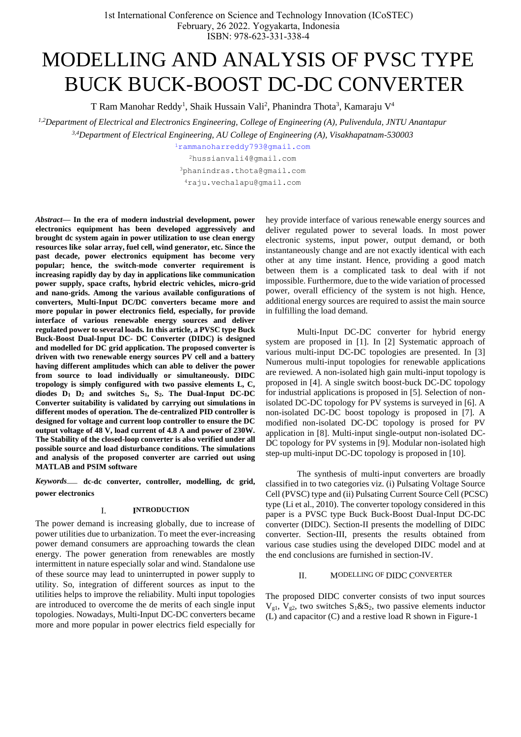# MODELLING AND ANALYSIS OF PVSC TYPE BUCK BUCK-BOOST DC-DC CONVERTER

T Ram Manohar Reddy[1], Shaik Hussain Vali[2], Phanindra Thota[3], Kamaraju V[4]

[1,2]*Department of Electrical and Electronics Engineering, College of Engineering (A), Pulivendula, JNTU Anantapur*

[3,4]*Department of Electrical Engineering, AU College of Engineering (A), Visakhapatnam-530003*

[1]rammanoharreddy793@gmail.com

[2]hussianvali4@gmail.com

[3]phanindras.thota@gmail.com

[4]raju.vechalapu@gmail.com

***Abstract*— In the era of modern industrial development, power electronics equipment has been developed aggressively and brought dc system again in power utilization to use clean energy resources like solar array, fuel cell, wind generator, etc. Since the past decade, power electronics equipment has become very popular; hence, the switch-mode converter requirement is increasing rapidly day by day in applications like communication power supply, space crafts, hybrid electric vehicles, micro-grid and nano-grids. Among the various available configurations of converters, Multi-Input DC/DC converters became more and more popular in power electronics field, especially, for provide interface of various renewable energy sources and deliver regulated power to several loads. In this article, a PVSC type Buck Buck-Boost Dual-Input DC- DC Converter (DIDC) is designed and modelled for DC grid application. The proposed converter is driven with two renewable energy sources PV cell and a battery having different amplitudes which can able to deliver the power from source to load individually or simultaneously. DIDC topology is simply configured with two passive elements L, C, diodes $D_1$ $D_2$ and switches $S_1$, $S_2$. The Dual-Input DC-DC Converter suitability is validated by carrying out simulations in different modes of operation. The de-centralized PID controller is designed for voltage and current loop controller to ensure the DC output voltage of 48 V, load current of 4.8 A and power of 230W. The Stability of the closed-loop converter is also verified under all possible source and load disturbance conditions. The simulations and analysis of the proposed converter are carried out using MATLAB and PSIM software**

***Keywords*___ dc-dc converter, controller, modelling, dc grid, power electronics**

## I. INTRODUCTION

The power demand is increasing globally, due to increase of power utilities due to urbanization. To meet the ever-increasing power demand consumers are approaching towards the clean energy. The power generation from renewables are mostly intermittent in nature especially solar and wind. Standalone use of these source may lead to uninterrupted in power supply to utility. So, integration of different sources as input to the utilities helps to improve the reliability. Multi input topologies are introduced to overcome the de merits of each single input topologies. Nowadays, Multi-Input DC-DC converters became more and more popular in power electrics field especially for hey provide interface of various renewable energy sources and deliver regulated power to several loads. In most power electronic systems, input power, output demand, or both instantaneously change and are not exactly identical with each other at any time instant. Hence, providing a good match between them is a complicated task to deal with if not impossible. Furthermore, due to the wide variation of processed power, overall efficiency of the system is not high. Hence, additional energy sources are required to assist the main source in fulfilling the load demand.

Multi-Input DC-DC converter for hybrid energy system are proposed in [1]. In [2] Systematic approach of various multi-input DC-DC topologies are presented. In [3] Numerous multi-input topologies for renewable applications are reviewed. A non-isolated high gain multi-input topology is proposed in [4]. A single switch boost-buck DC-DC topology for industrial applications is proposed in [5]. Selection of non-isolated DC-DC topology for PV systems is surveyed in [6]. A non-isolated DC-DC boost topology is proposed in [7]. A modified non-isolated DC-DC topology is prosed for PV application in [8]. Multi-input single-output non-isolated DC-DC topology for PV systems in [9]. Modular non-isolated high step-up multi-input DC-DC topology is proposed in [10].

The synthesis of multi-input converters are broadly classified in to two categories viz. (i) Pulsating Voltage Source Cell (PVSC) type and (ii) Pulsating Current Source Cell (PCSC) type (Li et al., 2010). The converter topology considered in this paper is a PVSC type Buck Buck-Boost Dual-Input DC-DC converter (DIDC). Section-II presents the modelling of DIDC converter. Section-III, presents the results obtained from various case studies using the developed DIDC model and at the end conclusions are furnished in section-IV.

## II. MODELLING OF DIDC CONVERTER

The proposed DIDC converter consists of two input sources $V_{g1}$, $V_{g2}$, two switches $S_1$&$S_2$, two passive elements inductor (L) and capacitor (C) and a restive load R shown in Figure-1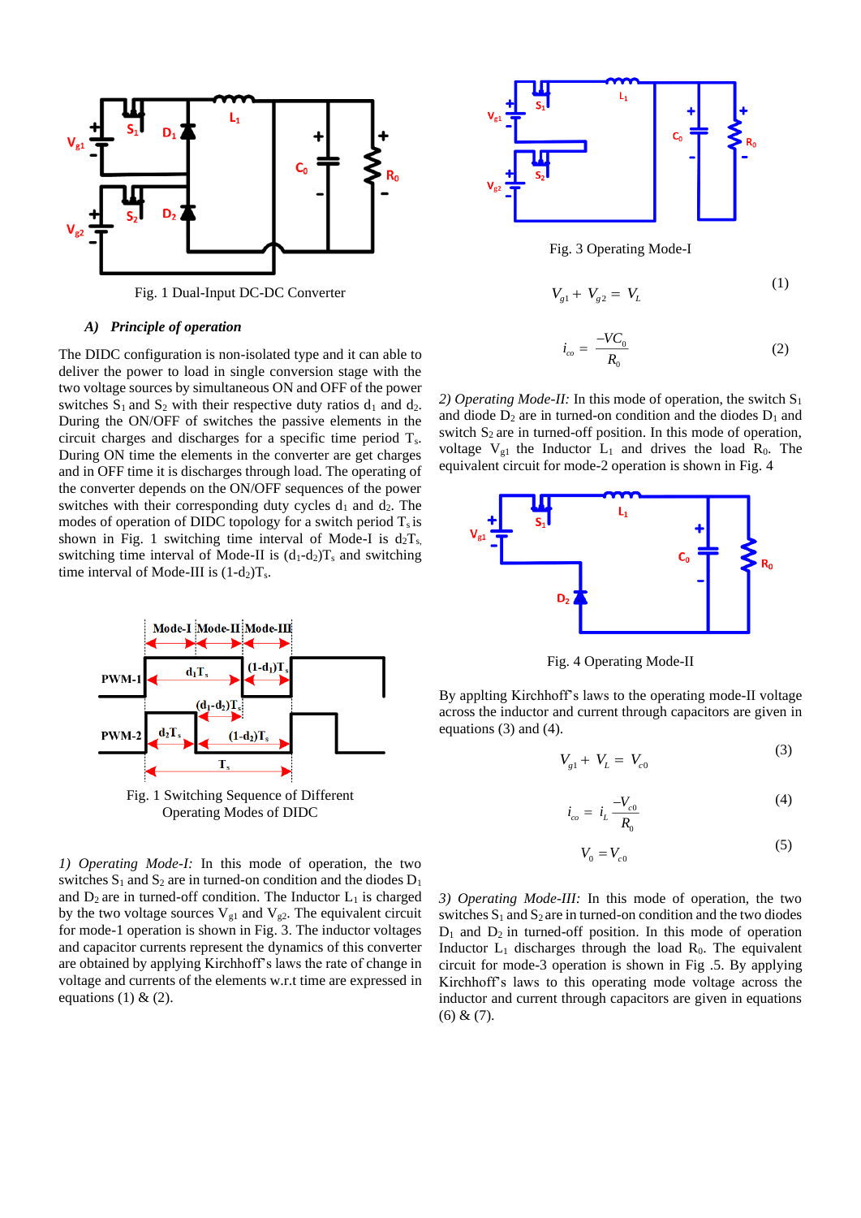Fig. 1 Dual-Input DC-DC Converter

### *A) Principle of operation*

The DIDC configuration is non-isolated type and it can able to deliver the power to load in single conversion stage with the two voltage sources by simultaneous ON and OFF of the power switches $S_1$ and $S_2$ with their respective duty ratios $d_1$ and $d_2$. During the ON/OFF of switches the passive elements in the circuit charges and discharges for a specific time period $T_s$. During ON time the elements in the converter are get charges and in OFF time it is discharges through load. The operating of the converter depends on the ON/OFF sequences of the power switches with their corresponding duty cycles $d_1$ and $d_2$. The modes of operation of DIDC topology for a switch period $T_s$ is shown in Fig. 1 switching time interval of Mode-I is $d_2T_s$, switching time interval of Mode-II is $(d_1\text{-}d_2)T_s$ and switching time interval of Mode-III is $(1\text{-}d_2)T_s$.

Fig. 1 Switching Sequence of Different Operating Modes of DIDC

*1) Operating Mode-I:* In this mode of operation, the two switches $S_1$ and $S_2$ are in turned-on condition and the diodes $D_1$ and $D_2$ are in turned-off condition. The Inductor $L_1$ is charged by the two voltage sources $V_{g1}$ and $V_{g2}$. The equivalent circuit for mode-1 operation is shown in Fig. 3. The inductor voltages and capacitor currents represent the dynamics of this converter are obtained by applying Kirchhoff's laws the rate of change in voltage and currents of the elements w.r.t time are expressed in equations (1) & (2).

Fig. 3 Operating Mode-I

$$V_{g1} + V_{g2} = V_L \tag{1}$$

$$i_{co} = \frac{-VC_0}{R_0} \tag{2}$$

*2) Operating Mode-II:* In this mode of operation, the switch $S_1$ and diode $D_2$ are in turned-on condition and the diodes $D_1$ and switch $S_2$ are in turned-off position. In this mode of operation, voltage $V_{g1}$ the Inductor $L_1$ and drives the load $R_0$. The equivalent circuit for mode-2 operation is shown in Fig. 4

Fig. 4 Operating Mode-II

By applting Kirchhoff's laws to the operating mode-II voltage across the inductor and current through capacitors are given in equations (3) and (4).

$$V_{g1} + V_L = V_{c0} \tag{3}$$

$$i_{co} = i_L \frac{-V_{c0}}{R_0} \tag{4}$$

$$V_0 = V_{c0} \tag{5}$$

*3) Operating Mode-III:* In this mode of operation, the two switches $S_1$ and $S_2$ are in turned-on condition and the two diodes $D_1$ and $D_2$ in turned-off position. In this mode of operation Inductor $L_1$ discharges through the load $R_0$. The equivalent circuit for mode-3 operation is shown in Fig .5. By applying Kirchhoff's laws to this operating mode voltage across the inductor and current through capacitors are given in equations (6) & (7).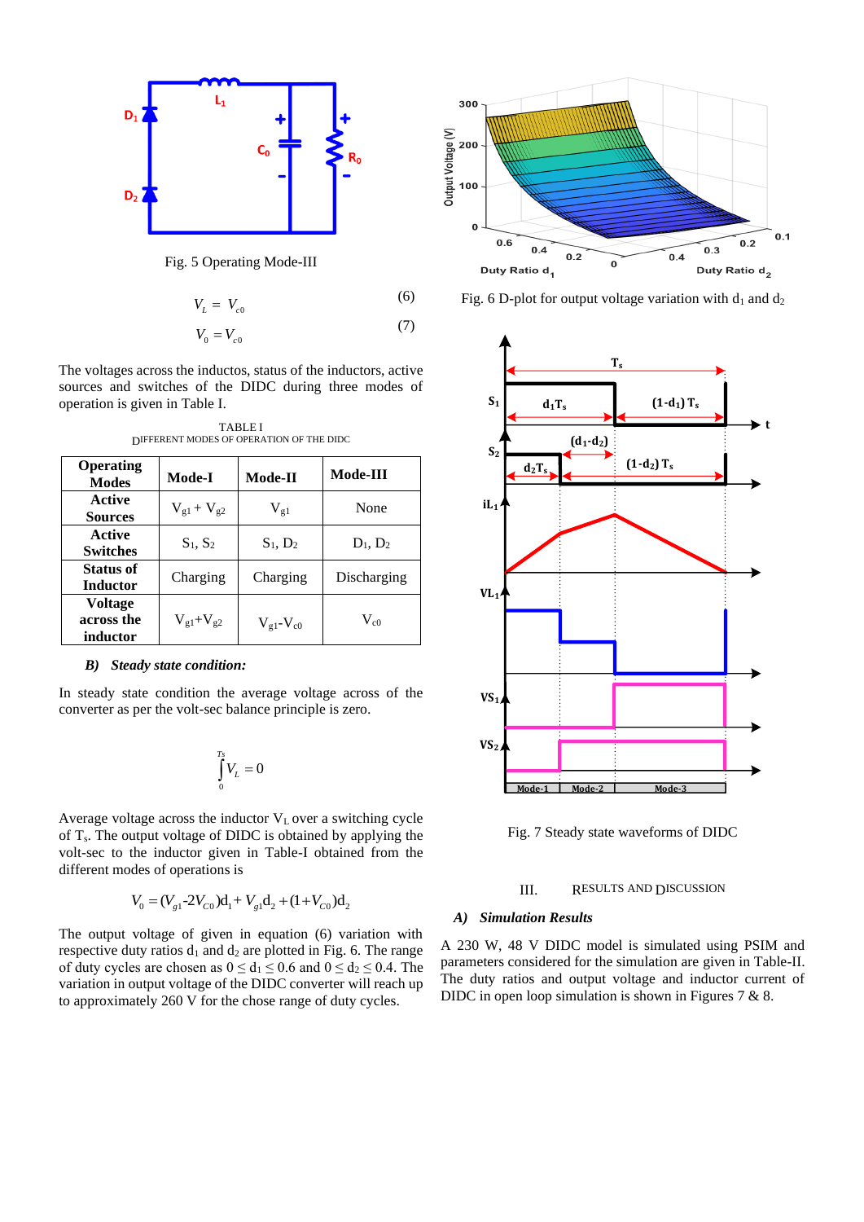Fig. 5 Operating Mode-III

$$V_L = V_{c0} \tag{6}$$

$$V_0 = V_{c0} \tag{7}$$

The voltages across the inductos, status of the inductors, active sources and switches of the DIDC during three modes of operation is given in Table I.

TABLE I
DIFFERENT MODES OF OPERATION OF THE DIDC

| Operating Modes | Mode-I | Mode-II | Mode-III |
|---|---|---|---|
| Active Sources | $V_{g1} + V_{g2}$ | $V_{g1}$ | None |
| Active Switches | $S_1$, $S_2$ | $S_1$, $D_2$ | $D_1$, $D_2$ |
| Status of Inductor | Charging | Charging | Discharging |
| Voltage across the inductor | $V_{g1}+V_{g2}$ | $V_{g1}-V_{c0}$ | $V_{c0}$ |

### B) *Steady state condition:*

In steady state condition the average voltage across of the converter as per the volt-sec balance principle is zero.

$$\int_0^{T_s} V_L = 0$$

Average voltage across the inductor $V_L$ over a switching cycle of $T_s$. The output voltage of DIDC is obtained by applying the volt-sec to the inductor given in Table-I obtained from the different modes of operations is

$$V_0 = (V_{g1}\text{-}2V_{C0})d_1 + V_{g1}d_2 + (1+V_{C0})d_2$$

The output voltage of given in equation (6) variation with respective duty ratios $d_1$ and $d_2$ are plotted in Fig. 6. The range of duty cycles are chosen as $0 \le d_1 \le 0.6$ and $0 \le d_2 \le 0.4$. The variation in output voltage of the DIDC converter will reach up to approximately 260 V for the chose range of duty cycles.

Fig. 6 D-plot for output voltage variation with $d_1$ and $d_2$

Fig. 7 Steady state waveforms of DIDC

## III. RESULTS AND DISCUSSION

### A) *Simulation Results*

A 230 W, 48 V DIDC model is simulated using PSIM and parameters considered for the simulation are given in Table-II. The duty ratios and output voltage and inductor current of DIDC in open loop simulation is shown in Figures 7 & 8.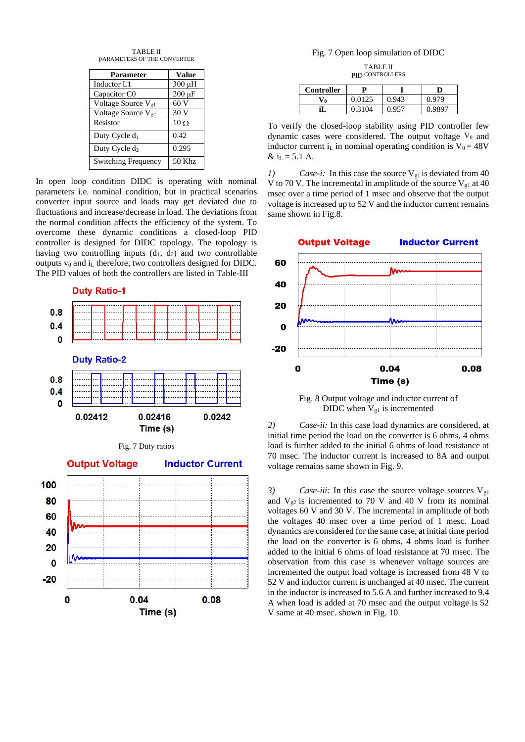TABLE II
PARAMETERS OF THE CONVERTER

| Parameter | Value |
|---|---|
| Inductor L1 | 300 µH |
| Capacitor C0 | 200 µF |
| Voltage Source $V_{g1}$ | 60 V |
| Voltage Source $V_{g2}$ | 30 V |
| Resistor | 10 Ω |
| Duty Cycle $d_1$ | 0.42 |
| Duty Cycle $d_2$ | 0.295 |
| Switching Frequency | 50 Khz |

In open loop condition DIDC is operating with nominal parameters i.e. nominal condition, but in practical scenarios converter input source and loads may get deviated due to fluctuations and increase/decrease in load. The deviations from the normal condition affects the efficiency of the system. To overcome these dynamic conditions a closed-loop PID controller is designed for DIDC topology. The topology is having two controlling inputs ($d_1$, $d_2$) and two controllable outputs $v_0$ and $i_L$ therefore, two controllers designed for DIDC. The PID values of both the controllers are listed in Table-III

Fig. 7 Duty ratios

Fig. 7 Open loop simulation of DIDC

TABLE II
PID CONTROLLERS

| Controller | P | I | D |
|---|---|---|---|
| $V_0$ | 0.0125 | 0.943 | 0.979 |
| iL | 0.3104 | 0.957 | 0.9897 |

To verify the closed-loop stability using PID controller few dynamic cases were considered. The output voltage $V_0$ and inductor current $i_L$ in nominal operating condition is $V_0 = 48$V & $i_L = 5.1$ A.

1) *Case-i:* In this case the source $V_{g1}$ is deviated from 40 V to 70 V. The incremental in amplitude of the source $V_{g1}$ at 40 msec over a time period of 1 msec and observe that the output voltage is increased up to 52 V and the inductor current remains same shown in Fig.8.

Fig. 8 Output voltage and inductor current of DIDC when $V_{g1}$ is incremented

2) *Case-ii:* In this case load dynamics are considered, at initial time period the load on the converter is 6 ohms, 4 ohms load is further added to the initial 6 ohms of load resistance at 70 msec. The inductor current is increased to 8A and output voltage remains same shown in Fig. 9.

3) *Case-iii:* In this case the source voltage sources $V_{g1}$ and $V_{g2}$ is incremented to 70 V and 40 V from its nominal voltages 60 V and 30 V. The incremental in amplitude of both the voltages 40 msec over a time period of 1 mesc. Load dynamics are considered for the same case, at initial time period the load on the converter is 6 ohms, 4 ohms load is further added to the initial 6 ohms of load resistance at 70 msec. The observation from this case is whenever voltage sources are incremented the output load voltage is increased from 48 V to 52 V and inductor current is unchanged at 40 msec. The current in the inductor is increased to 5.6 A and further increased to 9.4 A when load is added at 70 msec and the output voltage is 52 V same at 40 msec. shown in Fig. 10.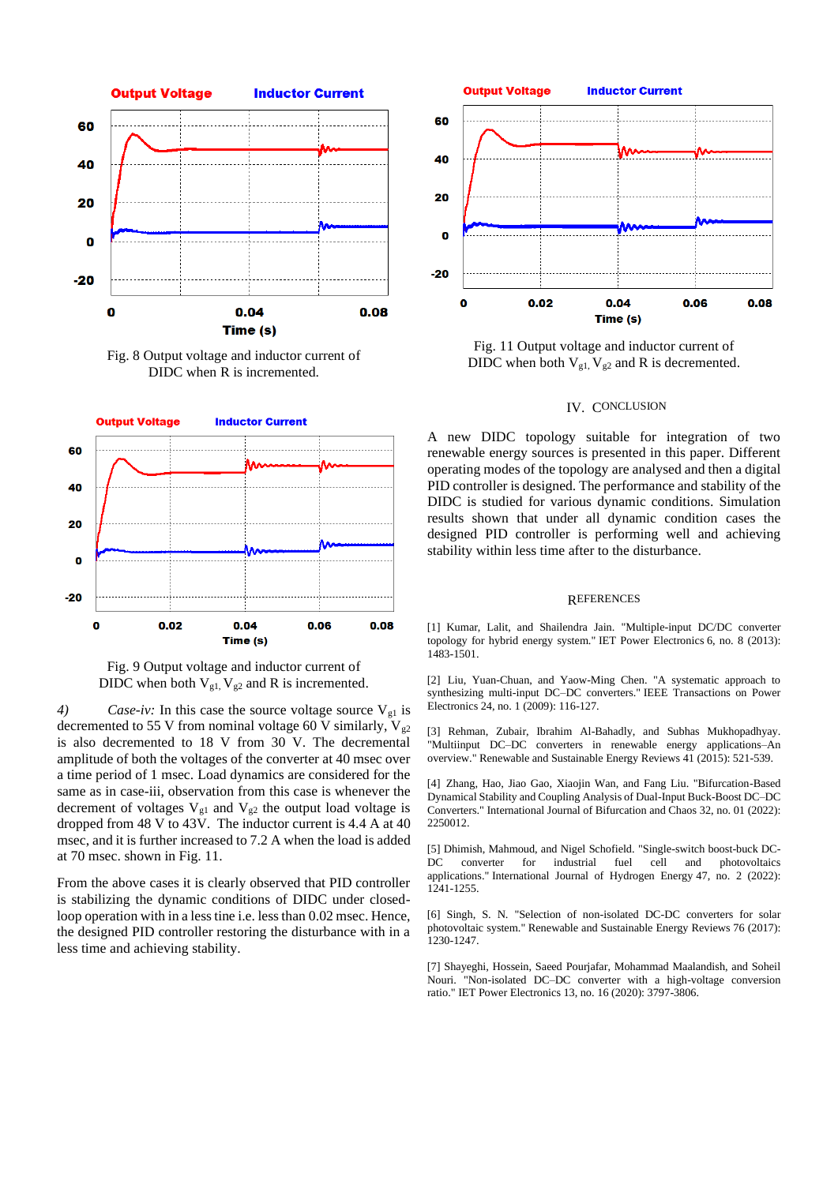Fig. 8 Output voltage and inductor current of DIDC when R is incremented.

Fig. 9 Output voltage and inductor current of DIDC when both $V_{g1}$, $V_{g2}$ and R is incremented.

4) *Case-iv:* In this case the source voltage source $V_{g1}$ is decremented to 55 V from nominal voltage 60 V similarly, $V_{g2}$ is also decremented to 18 V from 30 V. The decremental amplitude of both the voltages of the converter at 40 msec over a time period of 1 msec. Load dynamics are considered for the same as in case-iii, observation from this case is whenever the decrement of voltages $V_{g1}$ and $V_{g2}$ the output load voltage is dropped from 48 V to 43V. The inductor current is 4.4 A at 40 msec, and it is further increased to 7.2 A when the load is added at 70 msec. shown in Fig. 11.

From the above cases it is clearly observed that PID controller is stabilizing the dynamic conditions of DIDC under closed-loop operation with in a less tine i.e. less than 0.02 msec. Hence, the designed PID controller restoring the disturbance with in a less time and achieving stability.

Fig. 11 Output voltage and inductor current of DIDC when both $V_{g1}$, $V_{g2}$ and R is decremented.

## IV. Conclusion

A new DIDC topology suitable for integration of two renewable energy sources is presented in this paper. Different operating modes of the topology are analysed and then a digital PID controller is designed. The performance and stability of the DIDC is studied for various dynamic conditions. Simulation results shown that under all dynamic condition cases the designed PID controller is performing well and achieving stability within less time after to the disturbance.

## References

[1] Kumar, Lalit, and Shailendra Jain. "Multiple-input DC/DC converter topology for hybrid energy system." IET Power Electronics 6, no. 8 (2013): 1483-1501.

[2] Liu, Yuan-Chuan, and Yaow-Ming Chen. "A systematic approach to synthesizing multi-input DC–DC converters." IEEE Transactions on Power Electronics 24, no. 1 (2009): 116-127.

[3] Rehman, Zubair, Ibrahim Al-Bahadly, and Subhas Mukhopadhyay. "Multiinput DC–DC converters in renewable energy applications–An overview." Renewable and Sustainable Energy Reviews 41 (2015): 521-539.

[4] Zhang, Hao, Jiao Gao, Xiaojin Wan, and Fang Liu. "Bifurcation-Based Dynamical Stability and Coupling Analysis of Dual-Input Buck-Boost DC–DC Converters." International Journal of Bifurcation and Chaos 32, no. 01 (2022): 2250012.

[5] Dhimish, Mahmoud, and Nigel Schofield. "Single-switch boost-buck DC-DC converter for industrial fuel cell and photovoltaics applications." International Journal of Hydrogen Energy 47, no. 2 (2022): 1241-1255.

[6] Singh, S. N. "Selection of non-isolated DC-DC converters for solar photovoltaic system." Renewable and Sustainable Energy Reviews 76 (2017): 1230-1247.

[7] Shayeghi, Hossein, Saeed Pourjafar, Mohammad Maalandish, and Soheil Nouri. "Non-isolated DC–DC converter with a high-voltage conversion ratio." IET Power Electronics 13, no. 16 (2020): 3797-3806.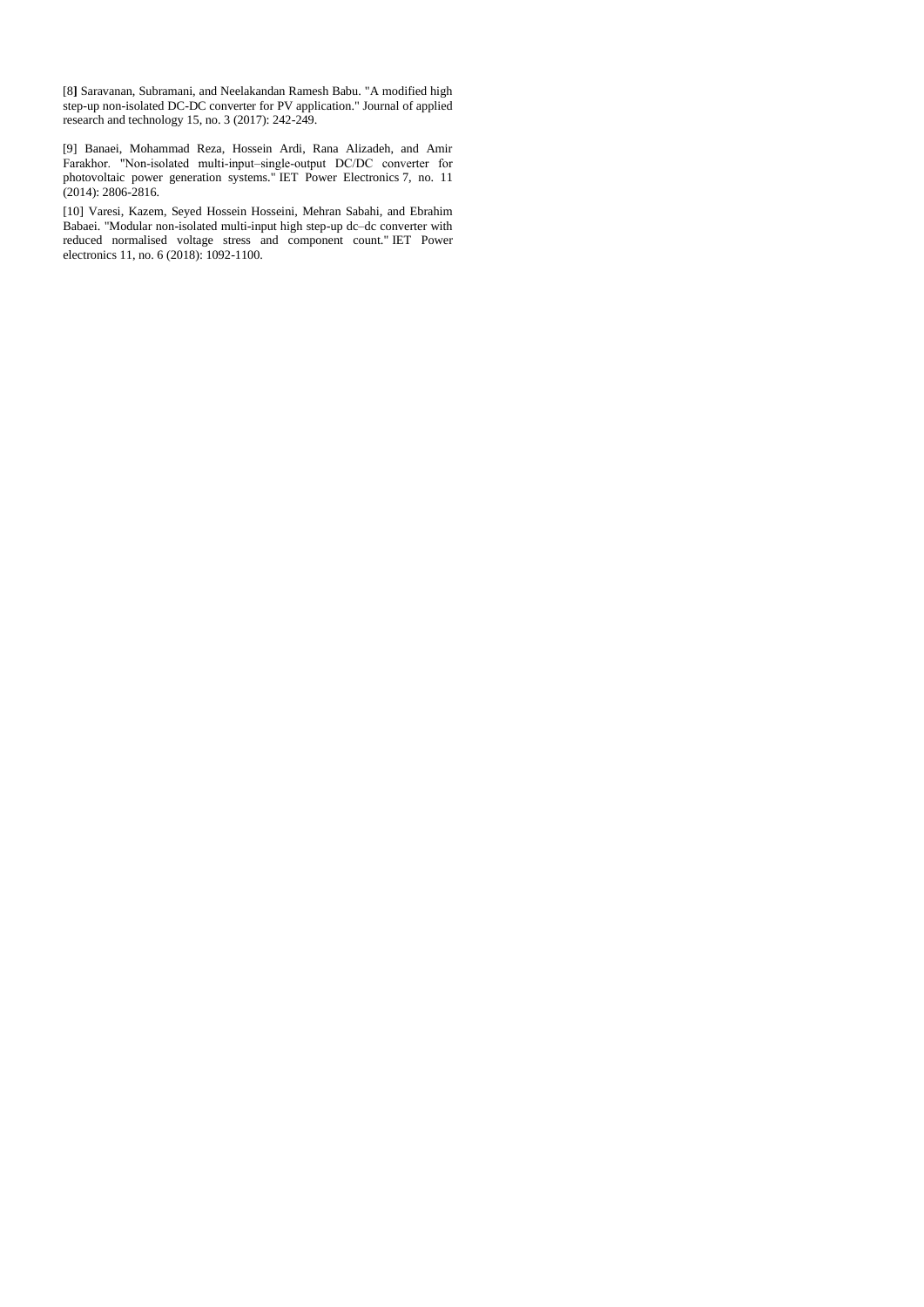[8] Saravanan, Subramani, and Neelakandan Ramesh Babu. "A modified high step-up non-isolated DC-DC converter for PV application." Journal of applied research and technology 15, no. 3 (2017): 242-249.

[9] Banaei, Mohammad Reza, Hossein Ardi, Rana Alizadeh, and Amir Farakhor. "Non-isolated multi-input–single-output DC/DC converter for photovoltaic power generation systems." IET Power Electronics 7, no. 11 (2014): 2806-2816.

[10] Varesi, Kazem, Seyed Hossein Hosseini, Mehran Sabahi, and Ebrahim Babaei. "Modular non-isolated multi-input high step-up dc–dc converter with reduced normalised voltage stress and component count." IET Power electronics 11, no. 6 (2018): 1092-1100.